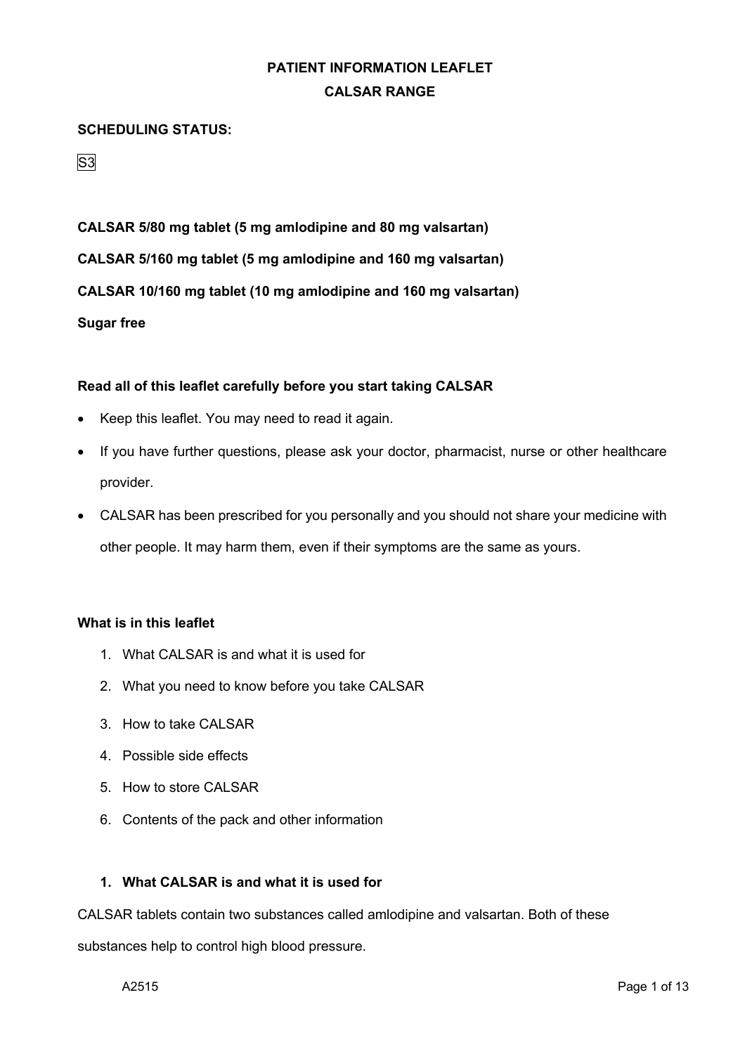# PATIENT INFORMATION LEAFLET

## CALSAR RANGE

**SCHEDULING STATUS:**

S3

**CALSAR 5/80 mg tablet (5 mg amlodipine and 80 mg valsartan)**

**CALSAR 5/160 mg tablet (5 mg amlodipine and 160 mg valsartan)**

**CALSAR 10/160 mg tablet (10 mg amlodipine and 160 mg valsartan)**

**Sugar free**

**Read all of this leaflet carefully before you start taking CALSAR**

- Keep this leaflet. You may need to read it again.
- If you have further questions, please ask your doctor, pharmacist, nurse or other healthcare provider.
- CALSAR has been prescribed for you personally and you should not share your medicine with other people. It may harm them, even if their symptoms are the same as yours.

**What is in this leaflet**

1. What CALSAR is and what it is used for
2. What you need to know before you take CALSAR
3. How to take CALSAR
4. Possible side effects
5. How to store CALSAR
6. Contents of the pack and other information

### 1. What CALSAR is and what it is used for

CALSAR tablets contain two substances called amlodipine and valsartan. Both of these substances help to control high blood pressure.

A2515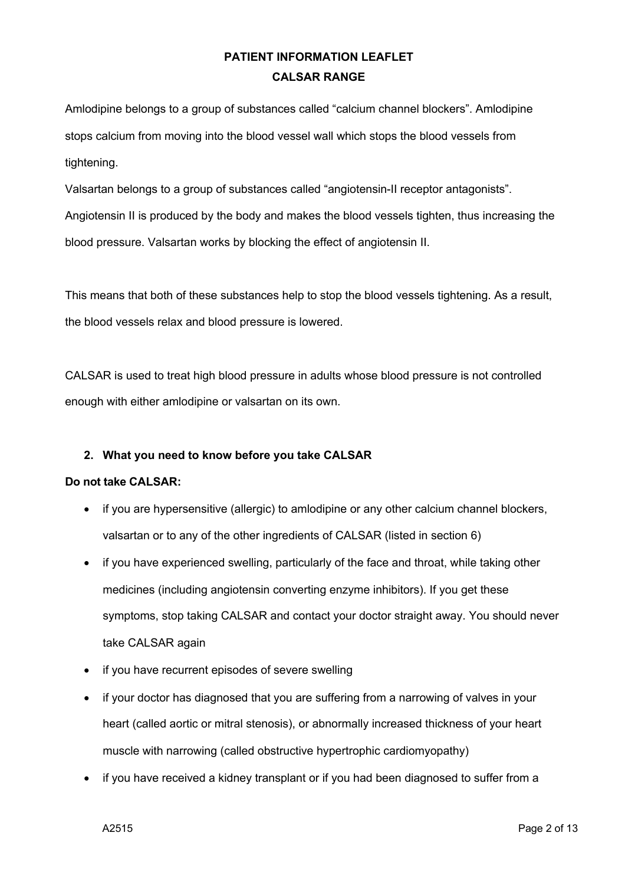**PATIENT INFORMATION LEAFLET**
**CALSAR RANGE**

Amlodipine belongs to a group of substances called “calcium channel blockers”. Amlodipine stops calcium from moving into the blood vessel wall which stops the blood vessels from tightening.

Valsartan belongs to a group of substances called “angiotensin-II receptor antagonists”. Angiotensin II is produced by the body and makes the blood vessels tighten, thus increasing the blood pressure. Valsartan works by blocking the effect of angiotensin II.

This means that both of these substances help to stop the blood vessels tightening. As a result, the blood vessels relax and blood pressure is lowered.

CALSAR is used to treat high blood pressure in adults whose blood pressure is not controlled enough with either amlodipine or valsartan on its own.

## 2. What you need to know before you take CALSAR

**Do not take CALSAR:**

- if you are hypersensitive (allergic) to amlodipine or any other calcium channel blockers, valsartan or to any of the other ingredients of CALSAR (listed in section 6)
- if you have experienced swelling, particularly of the face and throat, while taking other medicines (including angiotensin converting enzyme inhibitors). If you get these symptoms, stop taking CALSAR and contact your doctor straight away. You should never take CALSAR again
- if you have recurrent episodes of severe swelling
- if your doctor has diagnosed that you are suffering from a narrowing of valves in your heart (called aortic or mitral stenosis), or abnormally increased thickness of your heart muscle with narrowing (called obstructive hypertrophic cardiomyopathy)
- if you have received a kidney transplant or if you had been diagnosed to suffer from a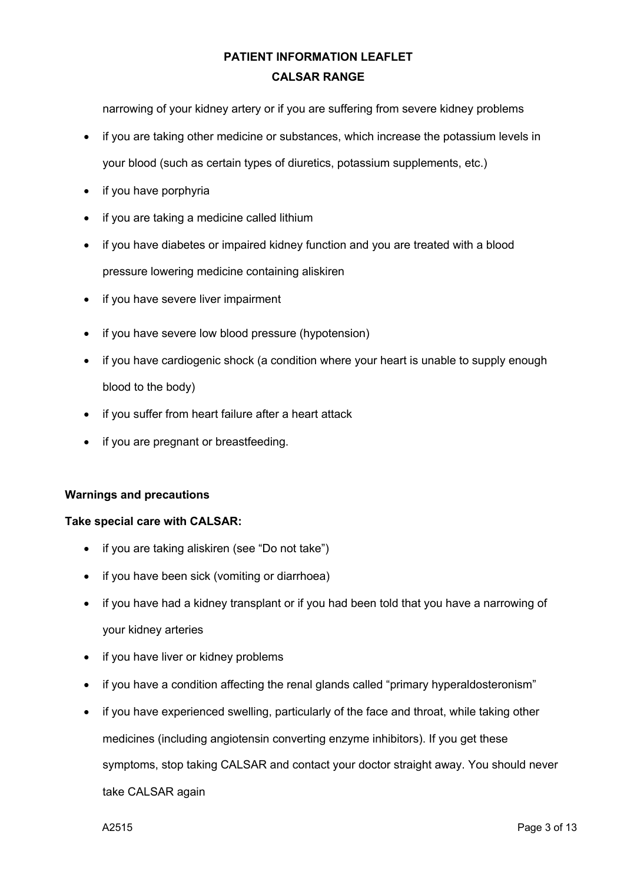narrowing of your kidney artery or if you are suffering from severe kidney problems

- if you are taking other medicine or substances, which increase the potassium levels in your blood (such as certain types of diuretics, potassium supplements, etc.)
- if you have porphyria
- if you are taking a medicine called lithium
- if you have diabetes or impaired kidney function and you are treated with a blood pressure lowering medicine containing aliskiren
- if you have severe liver impairment
- if you have severe low blood pressure (hypotension)
- if you have cardiogenic shock (a condition where your heart is unable to supply enough blood to the body)
- if you suffer from heart failure after a heart attack
- if you are pregnant or breastfeeding.

**Warnings and precautions**

**Take special care with CALSAR:**

- if you are taking aliskiren (see "Do not take")
- if you have been sick (vomiting or diarrhoea)
- if you have had a kidney transplant or if you had been told that you have a narrowing of your kidney arteries
- if you have liver or kidney problems
- if you have a condition affecting the renal glands called "primary hyperaldosteronism"
- if you have experienced swelling, particularly of the face and throat, while taking other medicines (including angiotensin converting enzyme inhibitors). If you get these symptoms, stop taking CALSAR and contact your doctor straight away. You should never take CALSAR again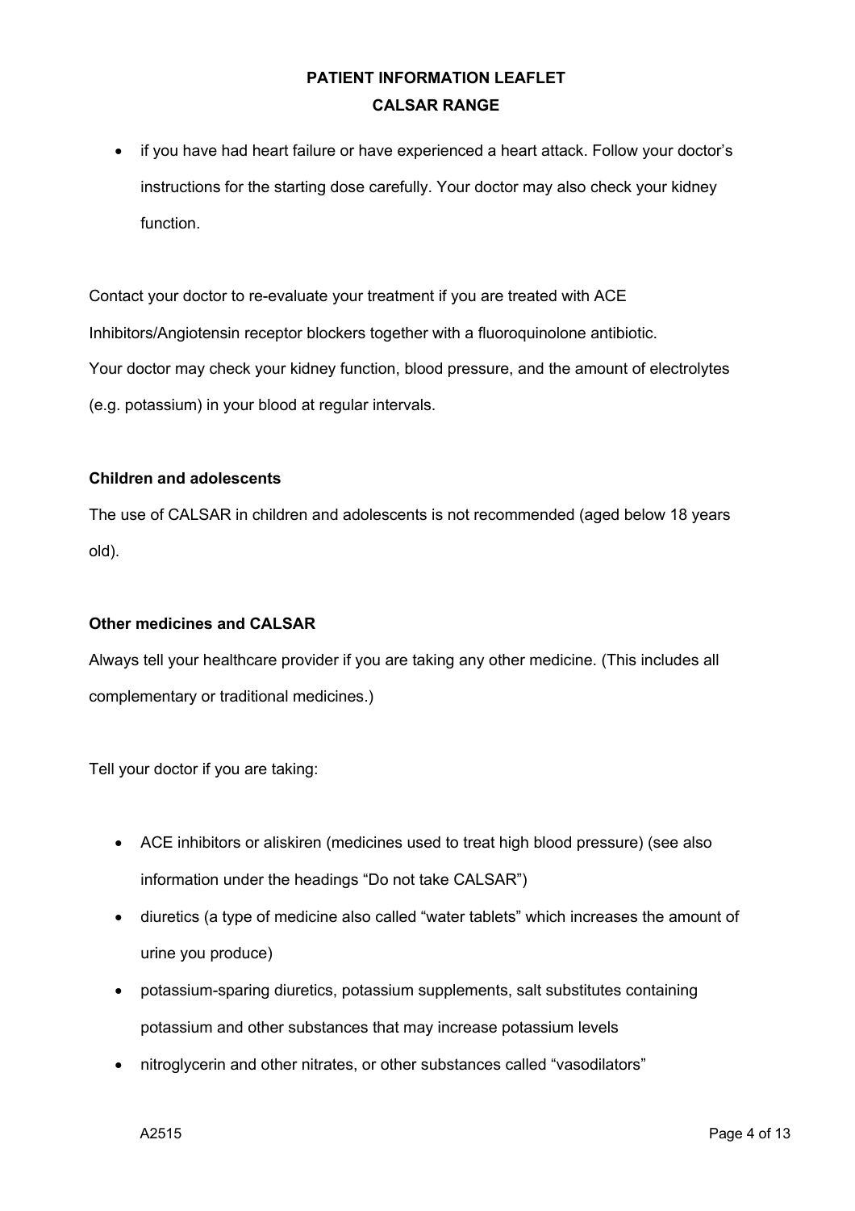- if you have had heart failure or have experienced a heart attack. Follow your doctor's instructions for the starting dose carefully. Your doctor may also check your kidney function.

Contact your doctor to re-evaluate your treatment if you are treated with ACE Inhibitors/Angiotensin receptor blockers together with a fluoroquinolone antibiotic.
Your doctor may check your kidney function, blood pressure, and the amount of electrolytes (e.g. potassium) in your blood at regular intervals.

**Children and adolescents**

The use of CALSAR in children and adolescents is not recommended (aged below 18 years old).

**Other medicines and CALSAR**

Always tell your healthcare provider if you are taking any other medicine. (This includes all complementary or traditional medicines.)

Tell your doctor if you are taking:

- ACE inhibitors or aliskiren (medicines used to treat high blood pressure) (see also information under the headings "Do not take CALSAR")
- diuretics (a type of medicine also called "water tablets" which increases the amount of urine you produce)
- potassium-sparing diuretics, potassium supplements, salt substitutes containing potassium and other substances that may increase potassium levels
- nitroglycerin and other nitrates, or other substances called "vasodilators"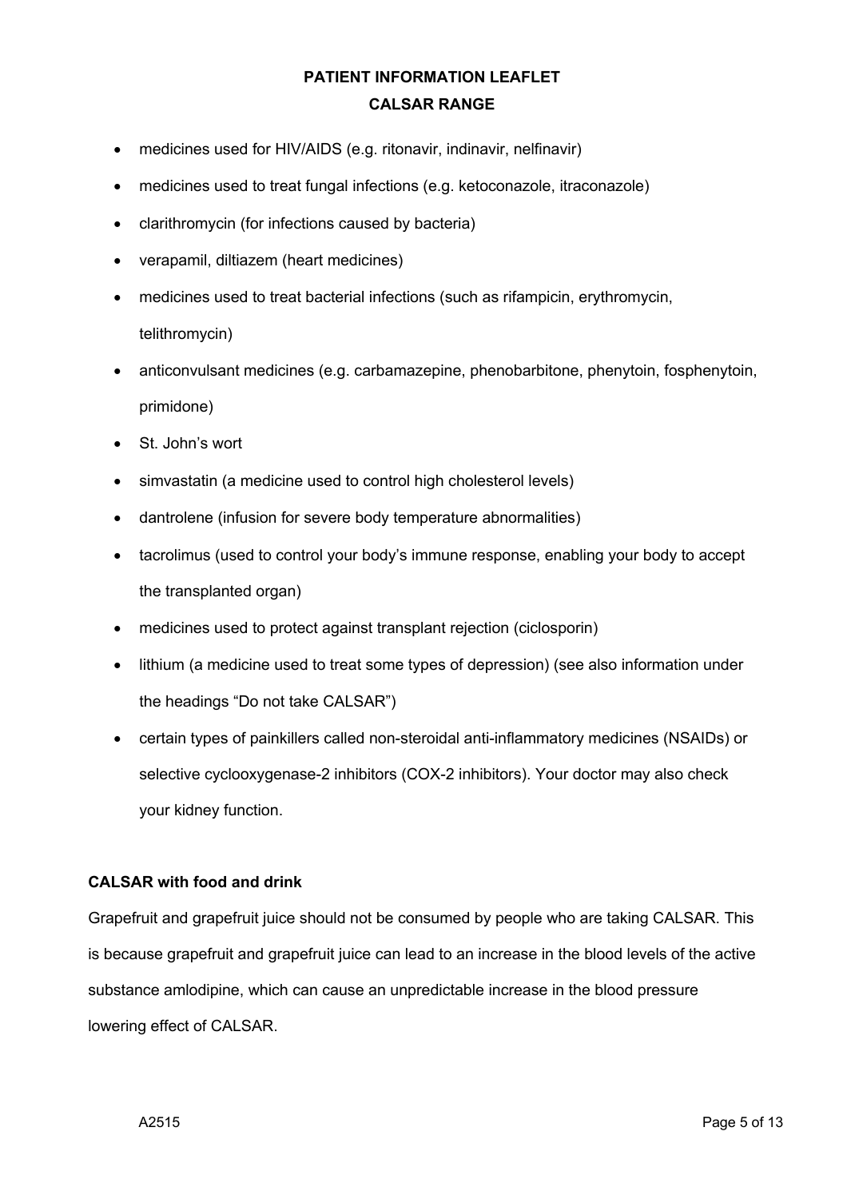- medicines used for HIV/AIDS (e.g. ritonavir, indinavir, nelfinavir)
- medicines used to treat fungal infections (e.g. ketoconazole, itraconazole)
- clarithromycin (for infections caused by bacteria)
- verapamil, diltiazem (heart medicines)
- medicines used to treat bacterial infections (such as rifampicin, erythromycin, telithromycin)
- anticonvulsant medicines (e.g. carbamazepine, phenobarbitone, phenytoin, fosphenytoin, primidone)
- St. John's wort
- simvastatin (a medicine used to control high cholesterol levels)
- dantrolene (infusion for severe body temperature abnormalities)
- tacrolimus (used to control your body's immune response, enabling your body to accept the transplanted organ)
- medicines used to protect against transplant rejection (ciclosporin)
- lithium (a medicine used to treat some types of depression) (see also information under the headings "Do not take CALSAR")
- certain types of painkillers called non-steroidal anti-inflammatory medicines (NSAIDs) or selective cyclooxygenase-2 inhibitors (COX-2 inhibitors). Your doctor may also check your kidney function.

**CALSAR with food and drink**

Grapefruit and grapefruit juice should not be consumed by people who are taking CALSAR. This is because grapefruit and grapefruit juice can lead to an increase in the blood levels of the active substance amlodipine, which can cause an unpredictable increase in the blood pressure lowering effect of CALSAR.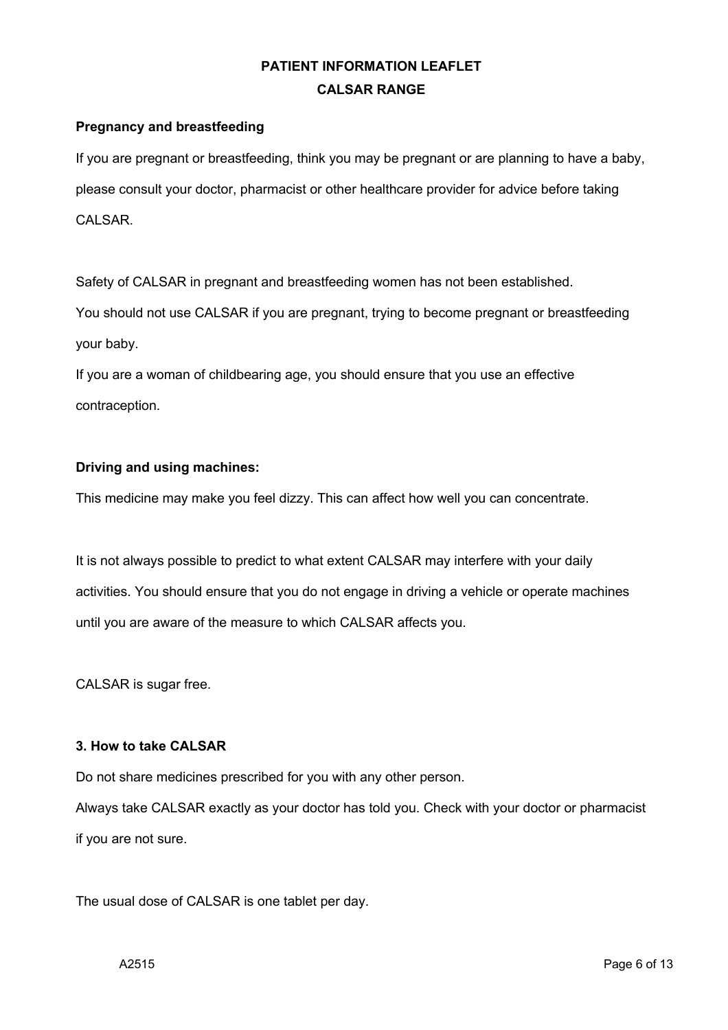# PATIENT INFORMATION LEAFLET
## CALSAR RANGE

**Pregnancy and breastfeeding**

If you are pregnant or breastfeeding, think you may be pregnant or are planning to have a baby, please consult your doctor, pharmacist or other healthcare provider for advice before taking CALSAR.

Safety of CALSAR in pregnant and breastfeeding women has not been established.
You should not use CALSAR if you are pregnant, trying to become pregnant or breastfeeding your baby.
If you are a woman of childbearing age, you should ensure that you use an effective contraception.

**Driving and using machines:**

This medicine may make you feel dizzy. This can affect how well you can concentrate.

It is not always possible to predict to what extent CALSAR may interfere with your daily activities. You should ensure that you do not engage in driving a vehicle or operate machines until you are aware of the measure to which CALSAR affects you.

CALSAR is sugar free.

**3. How to take CALSAR**

Do not share medicines prescribed for you with any other person.
Always take CALSAR exactly as your doctor has told you. Check with your doctor or pharmacist if you are not sure.

The usual dose of CALSAR is one tablet per day.

A2515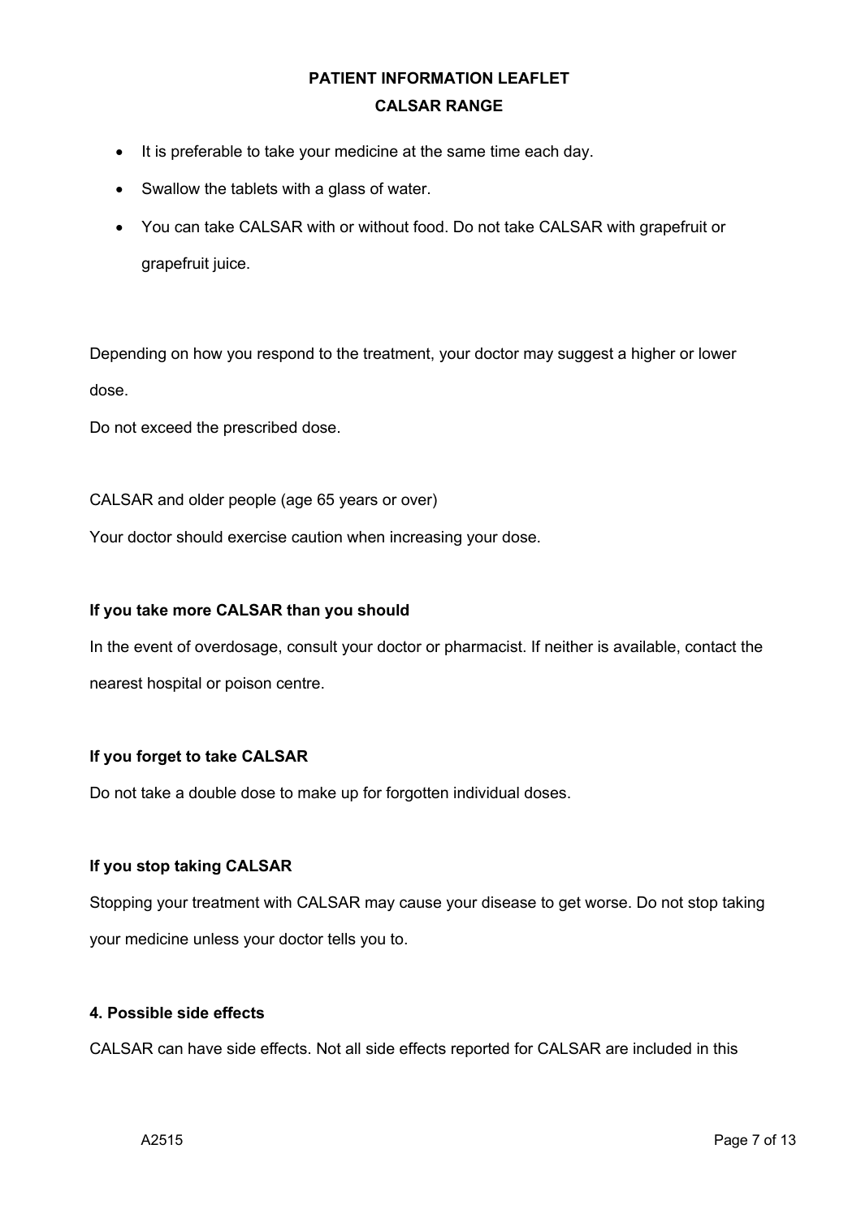- It is preferable to take your medicine at the same time each day.
- Swallow the tablets with a glass of water.
- You can take CALSAR with or without food. Do not take CALSAR with grapefruit or grapefruit juice.

Depending on how you respond to the treatment, your doctor may suggest a higher or lower dose.

Do not exceed the prescribed dose.

CALSAR and older people (age 65 years or over)

Your doctor should exercise caution when increasing your dose.

**If you take more CALSAR than you should**

In the event of overdosage, consult your doctor or pharmacist. If neither is available, contact the nearest hospital or poison centre.

**If you forget to take CALSAR**

Do not take a double dose to make up for forgotten individual doses.

**If you stop taking CALSAR**

Stopping your treatment with CALSAR may cause your disease to get worse. Do not stop taking your medicine unless your doctor tells you to.

**4. Possible side effects**

CALSAR can have side effects. Not all side effects reported for CALSAR are included in this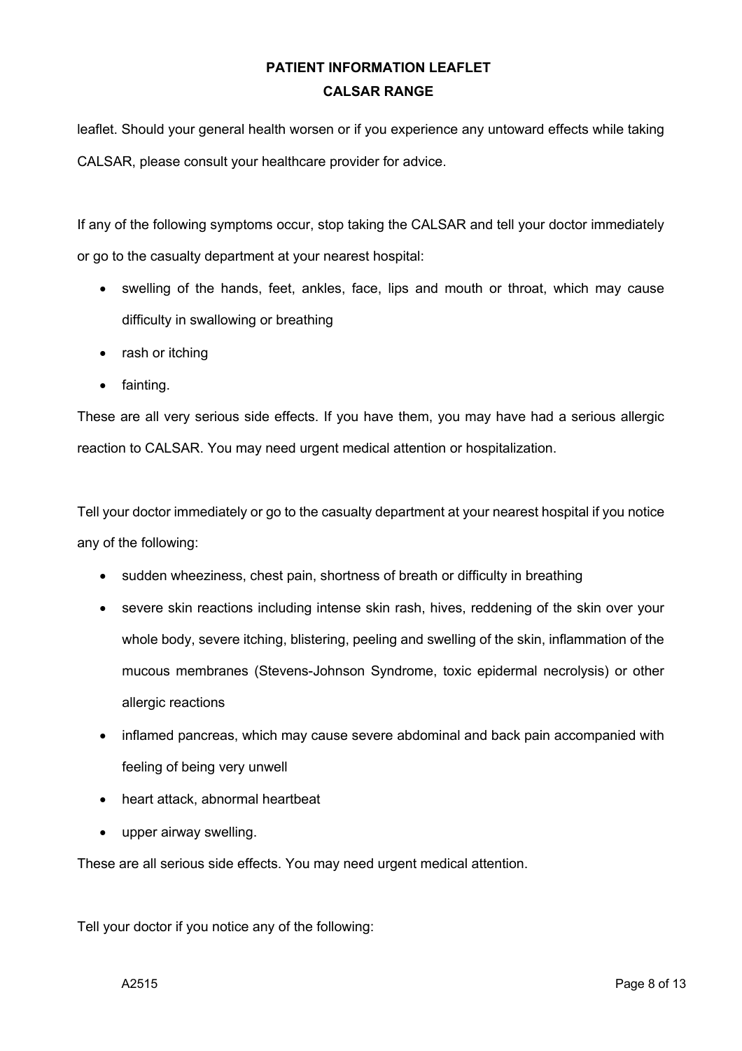leaflet. Should your general health worsen or if you experience any untoward effects while taking CALSAR, please consult your healthcare provider for advice.

If any of the following symptoms occur, stop taking the CALSAR and tell your doctor immediately or go to the casualty department at your nearest hospital:

- swelling of the hands, feet, ankles, face, lips and mouth or throat, which may cause difficulty in swallowing or breathing
- rash or itching
- fainting.

These are all very serious side effects. If you have them, you may have had a serious allergic reaction to CALSAR. You may need urgent medical attention or hospitalization.

Tell your doctor immediately or go to the casualty department at your nearest hospital if you notice any of the following:

- sudden wheeziness, chest pain, shortness of breath or difficulty in breathing
- severe skin reactions including intense skin rash, hives, reddening of the skin over your whole body, severe itching, blistering, peeling and swelling of the skin, inflammation of the mucous membranes (Stevens-Johnson Syndrome, toxic epidermal necrolysis) or other allergic reactions
- inflamed pancreas, which may cause severe abdominal and back pain accompanied with feeling of being very unwell
- heart attack, abnormal heartbeat
- upper airway swelling.

These are all serious side effects. You may need urgent medical attention.

Tell your doctor if you notice any of the following: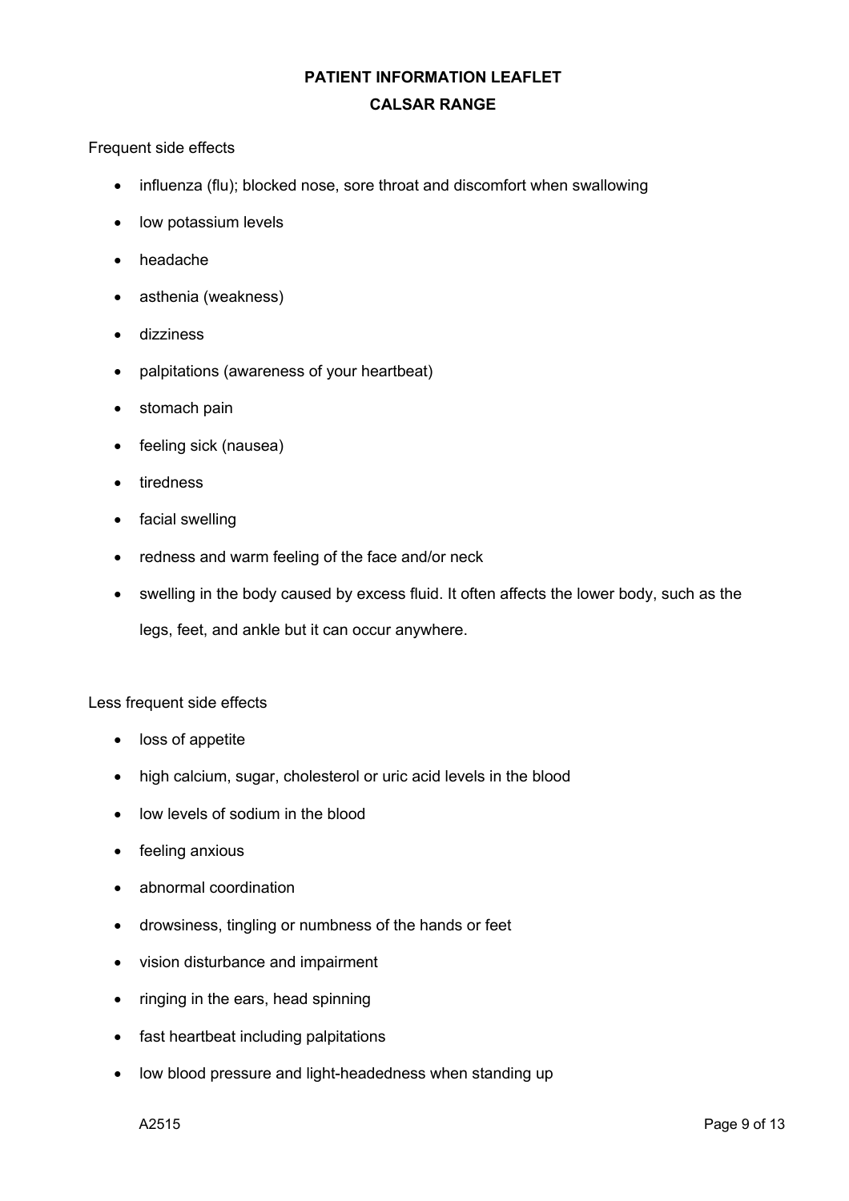Frequent side effects

- influenza (flu); blocked nose, sore throat and discomfort when swallowing
- low potassium levels
- headache
- asthenia (weakness)
- dizziness
- palpitations (awareness of your heartbeat)
- stomach pain
- feeling sick (nausea)
- tiredness
- facial swelling
- redness and warm feeling of the face and/or neck
- swelling in the body caused by excess fluid. It often affects the lower body, such as the legs, feet, and ankle but it can occur anywhere.

Less frequent side effects

- loss of appetite
- high calcium, sugar, cholesterol or uric acid levels in the blood
- low levels of sodium in the blood
- feeling anxious
- abnormal coordination
- drowsiness, tingling or numbness of the hands or feet
- vision disturbance and impairment
- ringing in the ears, head spinning
- fast heartbeat including palpitations
- low blood pressure and light-headedness when standing up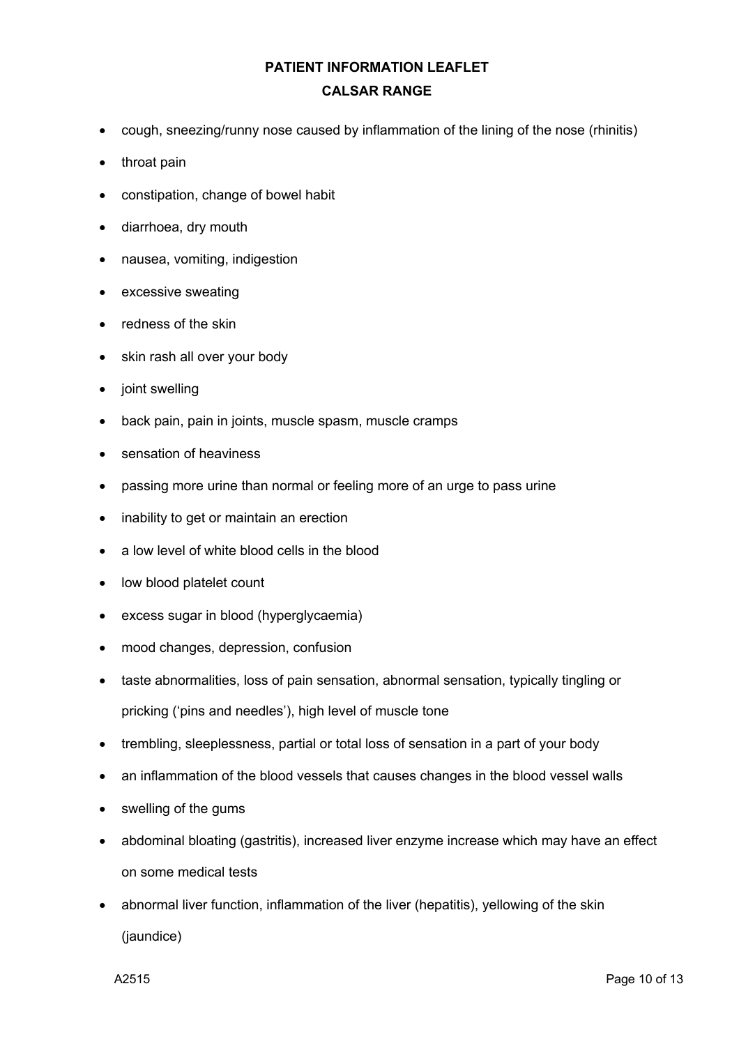- cough, sneezing/runny nose caused by inflammation of the lining of the nose (rhinitis)
- throat pain
- constipation, change of bowel habit
- diarrhoea, dry mouth
- nausea, vomiting, indigestion
- excessive sweating
- redness of the skin
- skin rash all over your body
- joint swelling
- back pain, pain in joints, muscle spasm, muscle cramps
- sensation of heaviness
- passing more urine than normal or feeling more of an urge to pass urine
- inability to get or maintain an erection
- a low level of white blood cells in the blood
- low blood platelet count
- excess sugar in blood (hyperglycaemia)
- mood changes, depression, confusion
- taste abnormalities, loss of pain sensation, abnormal sensation, typically tingling or pricking ('pins and needles'), high level of muscle tone
- trembling, sleeplessness, partial or total loss of sensation in a part of your body
- an inflammation of the blood vessels that causes changes in the blood vessel walls
- swelling of the gums
- abdominal bloating (gastritis), increased liver enzyme increase which may have an effect on some medical tests
- abnormal liver function, inflammation of the liver (hepatitis), yellowing of the skin (jaundice)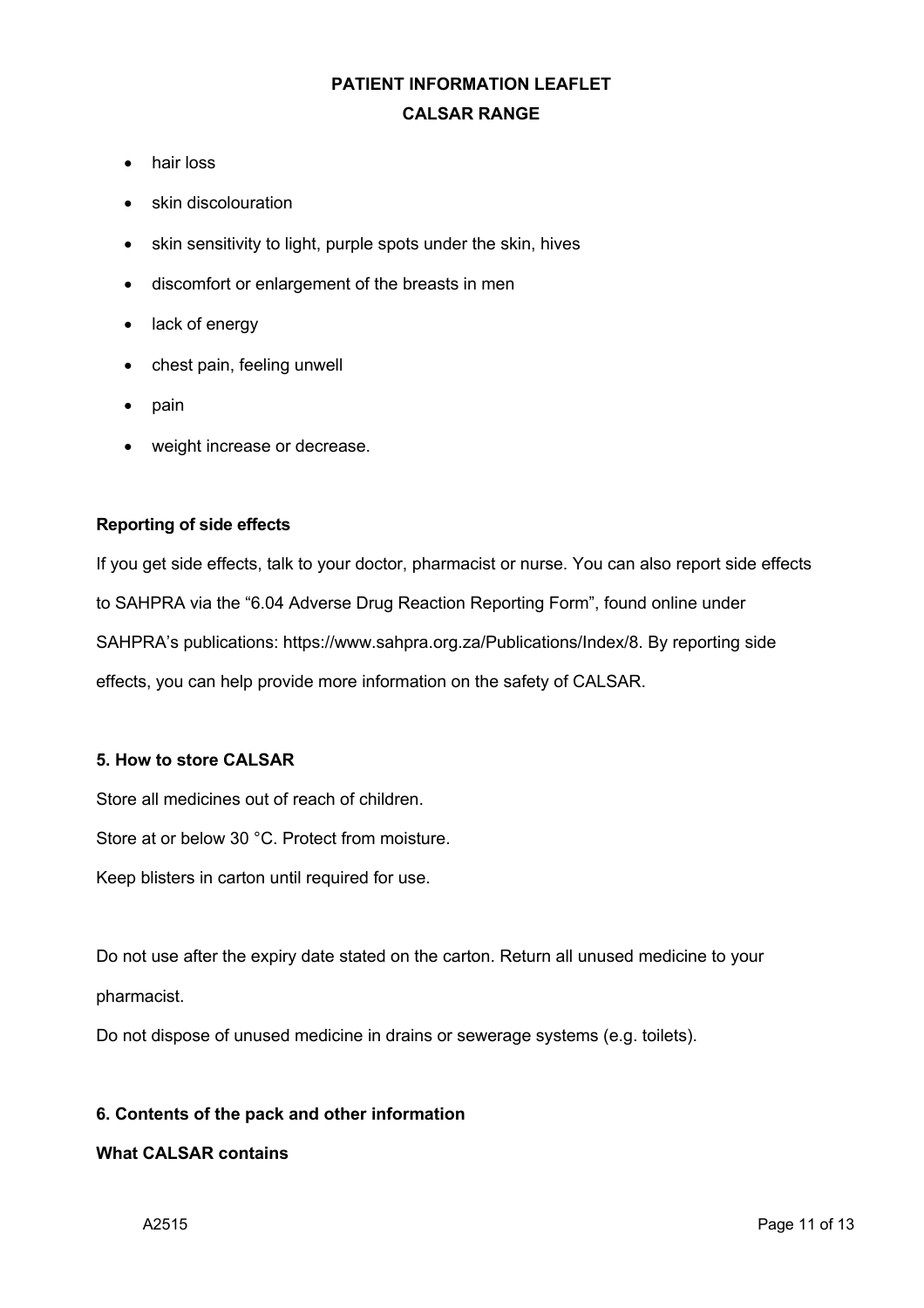- hair loss
- skin discolouration
- skin sensitivity to light, purple spots under the skin, hives
- discomfort or enlargement of the breasts in men
- lack of energy
- chest pain, feeling unwell
- pain
- weight increase or decrease.

**Reporting of side effects**

If you get side effects, talk to your doctor, pharmacist or nurse. You can also report side effects to SAHPRA via the "6.04 Adverse Drug Reaction Reporting Form", found online under SAHPRA's publications: https://www.sahpra.org.za/Publications/Index/8. By reporting side effects, you can help provide more information on the safety of CALSAR.

## 5. How to store CALSAR

Store all medicines out of reach of children.

Store at or below 30 °C. Protect from moisture.

Keep blisters in carton until required for use.

Do not use after the expiry date stated on the carton. Return all unused medicine to your pharmacist.

Do not dispose of unused medicine in drains or sewerage systems (e.g. toilets).

## 6. Contents of the pack and other information

**What CALSAR contains**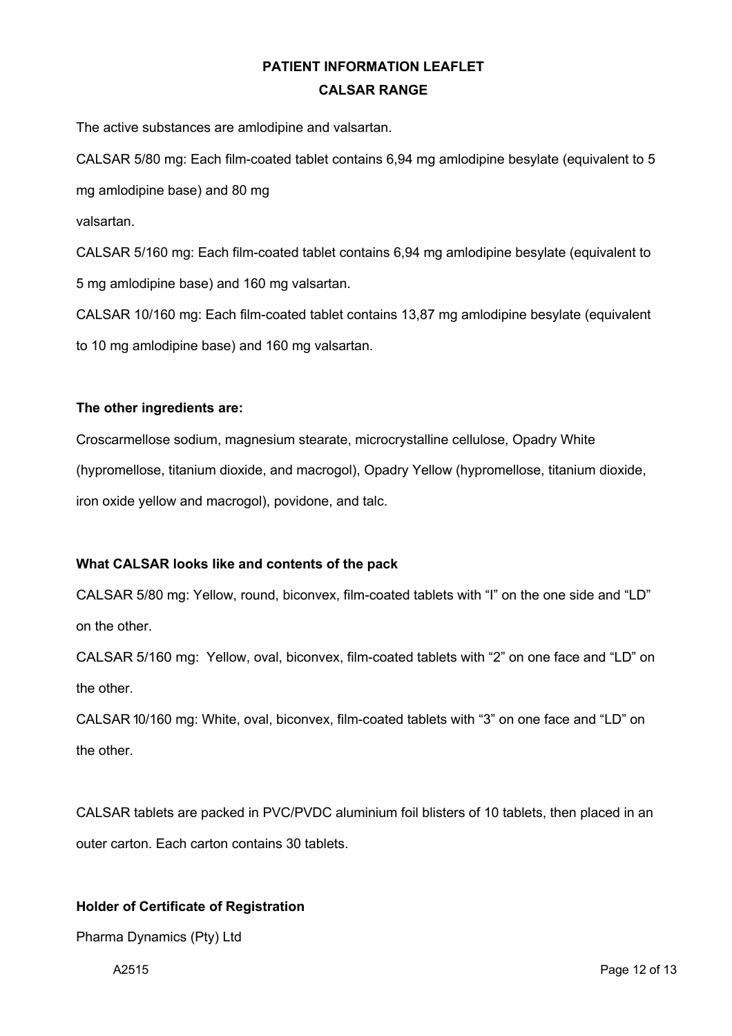# PATIENT INFORMATION LEAFLET

## CALSAR RANGE

The active substances are amlodipine and valsartan.

CALSAR 5/80 mg: Each film-coated tablet contains 6,94 mg amlodipine besylate (equivalent to 5 mg amlodipine base) and 80 mg valsartan.

CALSAR 5/160 mg: Each film-coated tablet contains 6,94 mg amlodipine besylate (equivalent to 5 mg amlodipine base) and 160 mg valsartan.

CALSAR 10/160 mg: Each film-coated tablet contains 13,87 mg amlodipine besylate (equivalent to 10 mg amlodipine base) and 160 mg valsartan.

**The other ingredients are:**

Croscarmellose sodium, magnesium stearate, microcrystalline cellulose, Opadry White (hypromellose, titanium dioxide, and macrogol), Opadry Yellow (hypromellose, titanium dioxide, iron oxide yellow and macrogol), povidone, and talc.

**What CALSAR looks like and contents of the pack**

CALSAR 5/80 mg: Yellow, round, biconvex, film-coated tablets with "I" on the one side and "LD" on the other.

CALSAR 5/160 mg: Yellow, oval, biconvex, film-coated tablets with "2" on one face and "LD" on the other.

CALSAR 10/160 mg: White, oval, biconvex, film-coated tablets with "3" on one face and "LD" on the other.

CALSAR tablets are packed in PVC/PVDC aluminium foil blisters of 10 tablets, then placed in an outer carton. Each carton contains 30 tablets.

**Holder of Certificate of Registration**

Pharma Dynamics (Pty) Ltd

A2515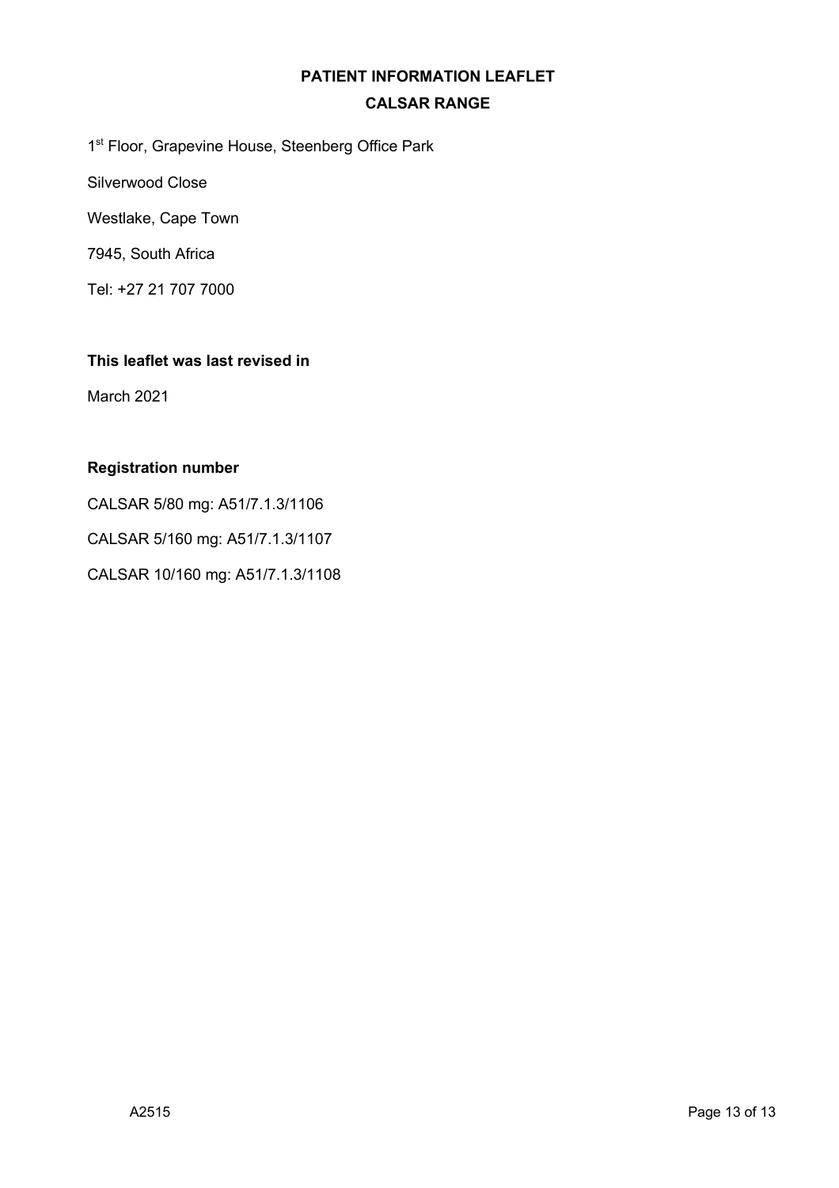**PATIENT INFORMATION LEAFLET**

**CALSAR RANGE**

1st Floor, Grapevine House, Steenberg Office Park

Silverwood Close

Westlake, Cape Town

7945, South Africa

Tel: +27 21 707 7000

**This leaflet was last revised in**

March 2021

**Registration number**

CALSAR 5/80 mg: A51/7.1.3/1106

CALSAR 5/160 mg: A51/7.1.3/1107

CALSAR 10/160 mg: A51/7.1.3/1108